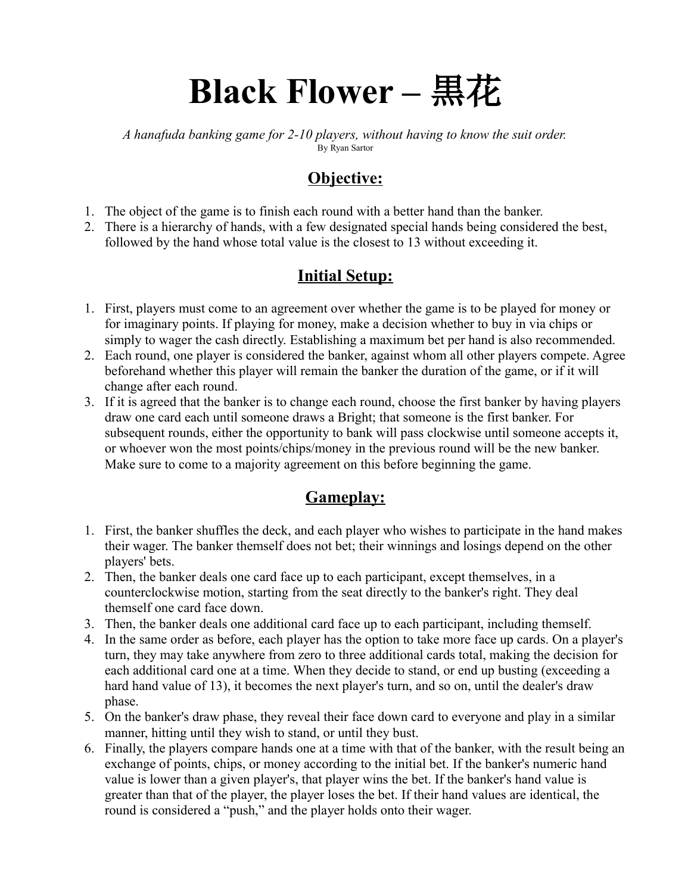# Black Flower – 黒花

*A hanafuda banking game for 2-10 players, without having to know the suit order.*

By Ryan Sartor

## Objective:

1. The object of the game is to finish each round with a better hand than the banker.
2. There is a hierarchy of hands, with a few designated special hands being considered the best, followed by the hand whose total value is the closest to 13 without exceeding it.

## Initial Setup:

1. First, players must come to an agreement over whether the game is to be played for money or for imaginary points. If playing for money, make a decision whether to buy in via chips or simply to wager the cash directly. Establishing a maximum bet per hand is also recommended.
2. Each round, one player is considered the banker, against whom all other players compete. Agree beforehand whether this player will remain the banker the duration of the game, or if it will change after each round.
3. If it is agreed that the banker is to change each round, choose the first banker by having players draw one card each until someone draws a Bright; that someone is the first banker. For subsequent rounds, either the opportunity to bank will pass clockwise until someone accepts it, or whoever won the most points/chips/money in the previous round will be the new banker. Make sure to come to a majority agreement on this before beginning the game.

## Gameplay:

1. First, the banker shuffles the deck, and each player who wishes to participate in the hand makes their wager. The banker themself does not bet; their winnings and losings depend on the other players' bets.
2. Then, the banker deals one card face up to each participant, except themselves, in a counterclockwise motion, starting from the seat directly to the banker's right. They deal themself one card face down.
3. Then, the banker deals one additional card face up to each participant, including themself.
4. In the same order as before, each player has the option to take more face up cards. On a player's turn, they may take anywhere from zero to three additional cards total, making the decision for each additional card one at a time. When they decide to stand, or end up busting (exceeding a hard hand value of 13), it becomes the next player's turn, and so on, until the dealer's draw phase.
5. On the banker's draw phase, they reveal their face down card to everyone and play in a similar manner, hitting until they wish to stand, or until they bust.
6. Finally, the players compare hands one at a time with that of the banker, with the result being an exchange of points, chips, or money according to the initial bet. If the banker's numeric hand value is lower than a given player's, that player wins the bet. If the banker's hand value is greater than that of the player, the player loses the bet. If their hand values are identical, the round is considered a "push," and the player holds onto their wager.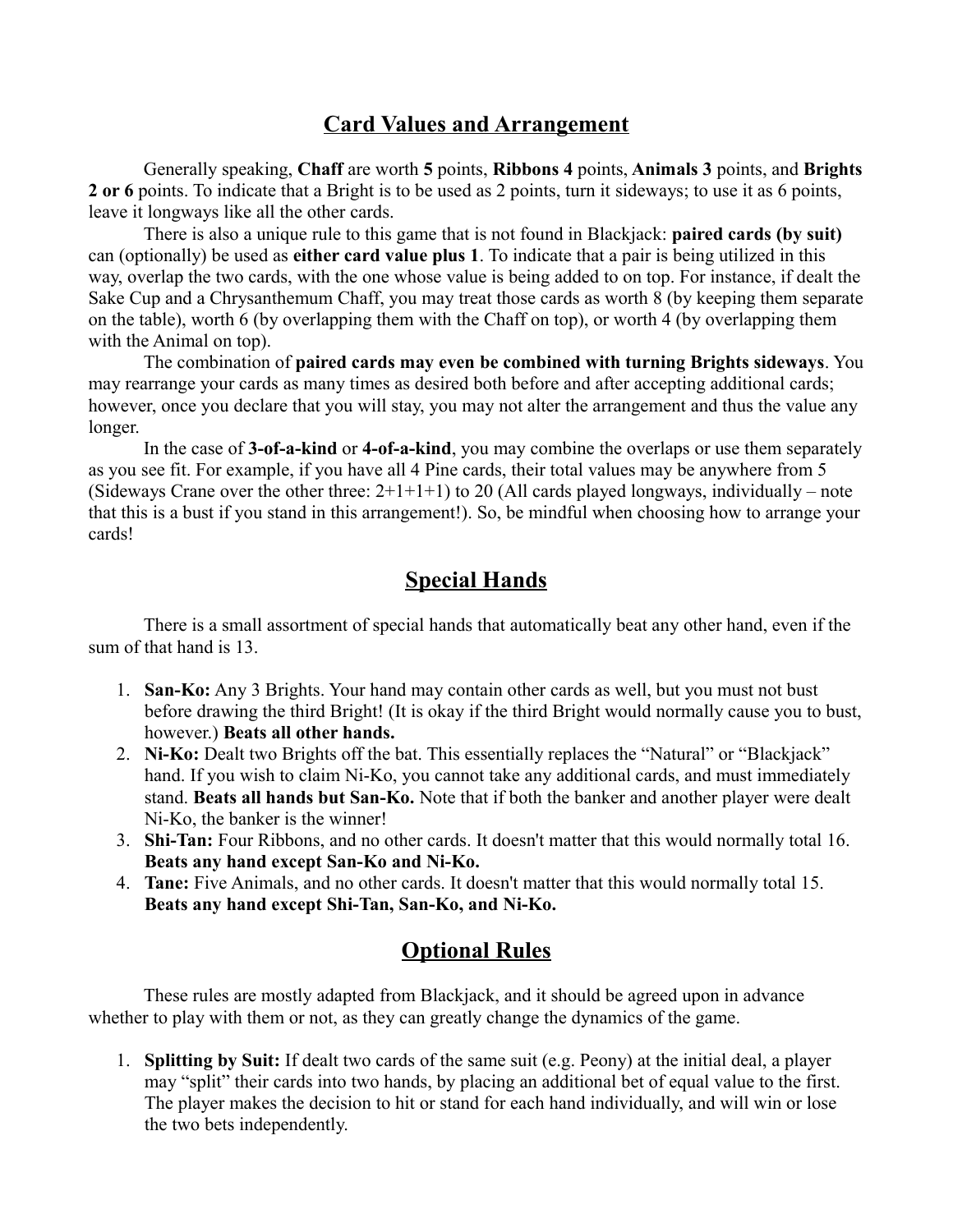## Card Values and Arrangement

Generally speaking, **Chaff** are worth **5** points, **Ribbons 4** points, **Animals 3** points, and **Brights 2 or 6** points. To indicate that a Bright is to be used as 2 points, turn it sideways; to use it as 6 points, leave it longways like all the other cards.

There is also a unique rule to this game that is not found in Blackjack: **paired cards (by suit)** can (optionally) be used as **either card value plus 1**. To indicate that a pair is being utilized in this way, overlap the two cards, with the one whose value is being added to on top. For instance, if dealt the Sake Cup and a Chrysanthemum Chaff, you may treat those cards as worth 8 (by keeping them separate on the table), worth 6 (by overlapping them with the Chaff on top), or worth 4 (by overlapping them with the Animal on top).

The combination of **paired cards may even be combined with turning Brights sideways**. You may rearrange your cards as many times as desired both before and after accepting additional cards; however, once you declare that you will stay, you may not alter the arrangement and thus the value any longer.

In the case of **3-of-a-kind** or **4-of-a-kind**, you may combine the overlaps or use them separately as you see fit. For example, if you have all 4 Pine cards, their total values may be anywhere from 5 (Sideways Crane over the other three: 2+1+1+1) to 20 (All cards played longways, individually – note that this is a bust if you stand in this arrangement!). So, be mindful when choosing how to arrange your cards!

## Special Hands

There is a small assortment of special hands that automatically beat any other hand, even if the sum of that hand is 13.

1. **San-Ko:** Any 3 Brights. Your hand may contain other cards as well, but you must not bust before drawing the third Bright! (It is okay if the third Bright would normally cause you to bust, however.) **Beats all other hands.**
2. **Ni-Ko:** Dealt two Brights off the bat. This essentially replaces the "Natural" or "Blackjack" hand. If you wish to claim Ni-Ko, you cannot take any additional cards, and must immediately stand. **Beats all hands but San-Ko.** Note that if both the banker and another player were dealt Ni-Ko, the banker is the winner!
3. **Shi-Tan:** Four Ribbons, and no other cards. It doesn't matter that this would normally total 16. **Beats any hand except San-Ko and Ni-Ko.**
4. **Tane:** Five Animals, and no other cards. It doesn't matter that this would normally total 15. **Beats any hand except Shi-Tan, San-Ko, and Ni-Ko.**

## Optional Rules

These rules are mostly adapted from Blackjack, and it should be agreed upon in advance whether to play with them or not, as they can greatly change the dynamics of the game.

1. **Splitting by Suit:** If dealt two cards of the same suit (e.g. Peony) at the initial deal, a player may "split" their cards into two hands, by placing an additional bet of equal value to the first. The player makes the decision to hit or stand for each hand individually, and will win or lose the two bets independently.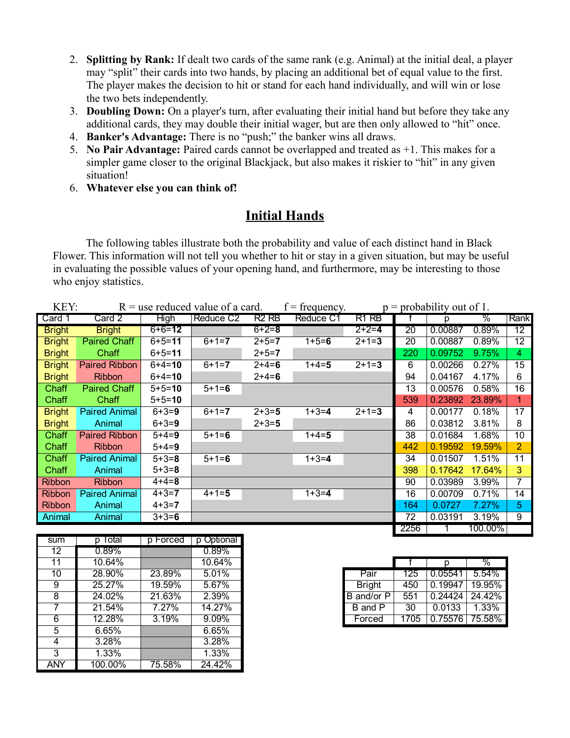2. **Splitting by Rank:** If dealt two cards of the same rank (e.g. Animal) at the initial deal, a player may "split" their cards into two hands, by placing an additional bet of equal value to the first. The player makes the decision to hit or stand for each hand individually, and will win or lose the two bets independently.
3. **Doubling Down:** On a player's turn, after evaluating their initial hand but before they take any additional cards, they may double their initial wager, but are then only allowed to "hit" once.
4. **Banker's Advantage:** There is no "push;" the banker wins all draws.
5. **No Pair Advantage:** Paired cards cannot be overlapped and treated as +1. This makes for a simpler game closer to the original Blackjack, but also makes it riskier to "hit" in any given situation!
6. **Whatever else you can think of!**

## Initial Hands

The following tables illustrate both the probability and value of each distinct hand in Black Flower. This information will not tell you whether to hit or stay in a given situation, but may be useful in evaluating the possible values of your opening hand, and furthermore, may be interesting to those who enjoy statistics.

KEY: R = use reduced value of a card. f = frequency. p = probability out of 1.

| Card 1 | Card 2 | High | Reduce C2 | R2 RB | Reduce C1 | R1 RB | f | p | % | Rank |
|---|---|---|---|---|---|---|---|---|---|---|
| Bright | Bright | 6+6=**12** | | 6+2=**8** | | 2+2=**4** | 20 | 0.00887 | 0.89% | 12 |
| Bright | Paired Chaff | 6+5=**11** | 6+1=**7** | 2+5=**7** | 1+5=**6** | 2+1=**3** | 20 | 0.00887 | 0.89% | 12 |
| Bright | Chaff | 6+5=**11** | | 2+5=**7** | | | 220 | 0.09752 | 9.75% | 4 |
| Bright | Paired Ribbon | 6+4=**10** | 6+1=**7** | 2+4=**6** | 1+4=**5** | 2+1=**3** | 6 | 0.00266 | 0.27% | 15 |
| Bright | Ribbon | 6+4=**10** | | 2+4=**6** | | | 94 | 0.04167 | 4.17% | 6 |
| Chaff | Paired Chaff | 5+5=**10** | 5+1=**6** | | | | 13 | 0.00576 | 0.58% | 16 |
| Chaff | Chaff | 5+5=**10** | | | | | 539 | 0.23892 | 23.89% | 1 |
| Bright | Paired Animal | 6+3=**9** | 6+1=**7** | 2+3=**5** | 1+3=**4** | 2+1=**3** | 4 | 0.00177 | 0.18% | 17 |
| Bright | Animal | 6+3=**9** | | 2+3=**5** | | | 86 | 0.03812 | 3.81% | 8 |
| Chaff | Paired Ribbon | 5+4=**9** | 5+1=**6** | | 1+4=**5** | | 38 | 0.01684 | 1.68% | 10 |
| Chaff | Ribbon | 5+4=**9** | | | | | 442 | 0.19592 | 19.59% | 2 |
| Chaff | Paired Animal | 5+3=**8** | 5+1=**6** | | 1+3=**4** | | 34 | 0.01507 | 1.51% | 11 |
| Chaff | Animal | 5+3=**8** | | | | | 398 | 0.17642 | 17.64% | 3 |
| Ribbon | Ribbon | 4+4=**8** | | | | | 90 | 0.03989 | 3.99% | 7 |
| Ribbon | Paired Animal | 4+3=**7** | 4+1=**5** | | 1+3=**4** | | 16 | 0.00709 | 0.71% | 14 |
| Ribbon | Animal | 4+3=**7** | | | | | 164 | 0.0727 | 7.27% | 5 |
| Animal | Animal | 3+3=**6** | | | | | 72 | 0.03191 | 3.19% | 9 |
| | | | | | | | 2256 | 1 | 100.00% | |

| sum | p Total | p Forced | p Optional |
|---|---|---|---|
| 12 | 0.89% | | 0.89% |
| 11 | 10.64% | | 10.64% |
| 10 | 28.90% | 23.89% | 5.01% |
| 9 | 25.27% | 19.59% | 5.67% |
| 8 | 24.02% | 21.63% | 2.39% |
| 7 | 21.54% | 7.27% | 14.27% |
| 6 | 12.28% | 3.19% | 9.09% |
| 5 | 6.65% | | 6.65% |
| 4 | 3.28% | | 3.28% |
| 3 | 1.33% | | 1.33% |
| ANY | 100.00% | 75.58% | 24.42% |

| | f | p | % |
|---|---|---|---|
| Pair | 125 | 0.05541 | 5.54% |
| Bright | 450 | 0.19947 | 19.95% |
| B and/or P | 551 | 0.24424 | 24.42% |
| B and P | 30 | 0.0133 | 1.33% |
| Forced | 1705 | 0.75576 | 75.58% |